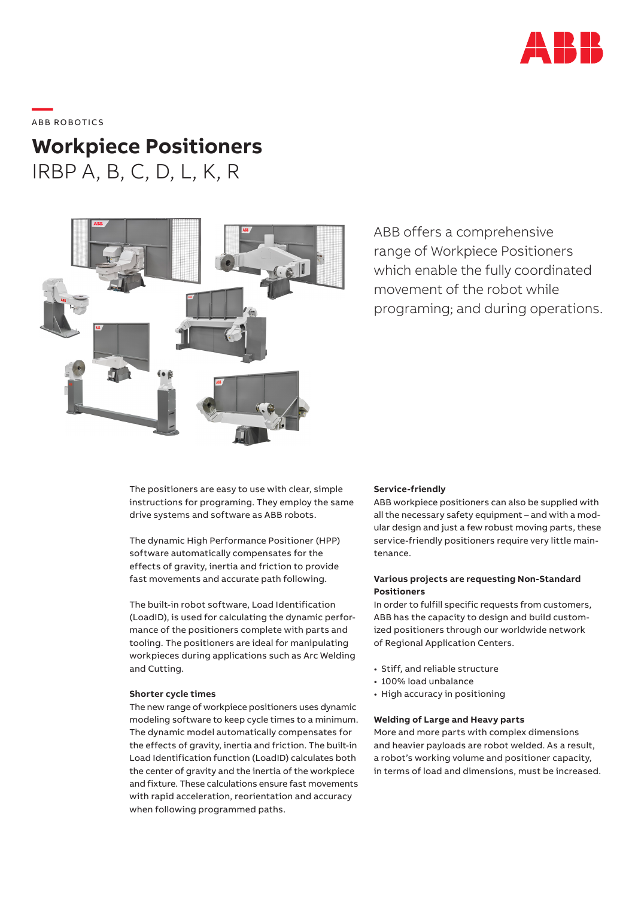ABB ROBOTICS

# Workpiece Positioners

IRBP A, B, C, D, L, K, R

ABB offers a comprehensive range of Workpiece Positioners which enable the fully coordinated movement of the robot while programing; and during operations.

The positioners are easy to use with clear, simple instructions for programing. They employ the same drive systems and software as ABB robots.

The dynamic High Performance Positioner (HPP) software automatically compensates for the effects of gravity, inertia and friction to provide fast movements and accurate path following.

The built-in robot software, Load Identification (LoadID), is used for calculating the dynamic performance of the positioners complete with parts and tooling. The positioners are ideal for manipulating workpieces during applications such as Arc Welding and Cutting.

**Shorter cycle times**

The new range of workpiece positioners uses dynamic modeling software to keep cycle times to a minimum. The dynamic model automatically compensates for the effects of gravity, inertia and friction. The built-in Load Identification function (LoadID) calculates both the center of gravity and the inertia of the workpiece and fixture. These calculations ensure fast movements with rapid acceleration, reorientation and accuracy when following programmed paths.

**Service-friendly**

ABB workpiece positioners can also be supplied with all the necessary safety equipment – and with a modular design and just a few robust moving parts, these service-friendly positioners require very little maintenance.

**Various projects are requesting Non-Standard Positioners**

In order to fulfill specific requests from customers, ABB has the capacity to design and build customized positioners through our worldwide network of Regional Application Centers.

- Stiff, and reliable structure
- 100% load unbalance
- High accuracy in positioning

**Welding of Large and Heavy parts**

More and more parts with complex dimensions and heavier payloads are robot welded. As a result, a robot's working volume and positioner capacity, in terms of load and dimensions, must be increased.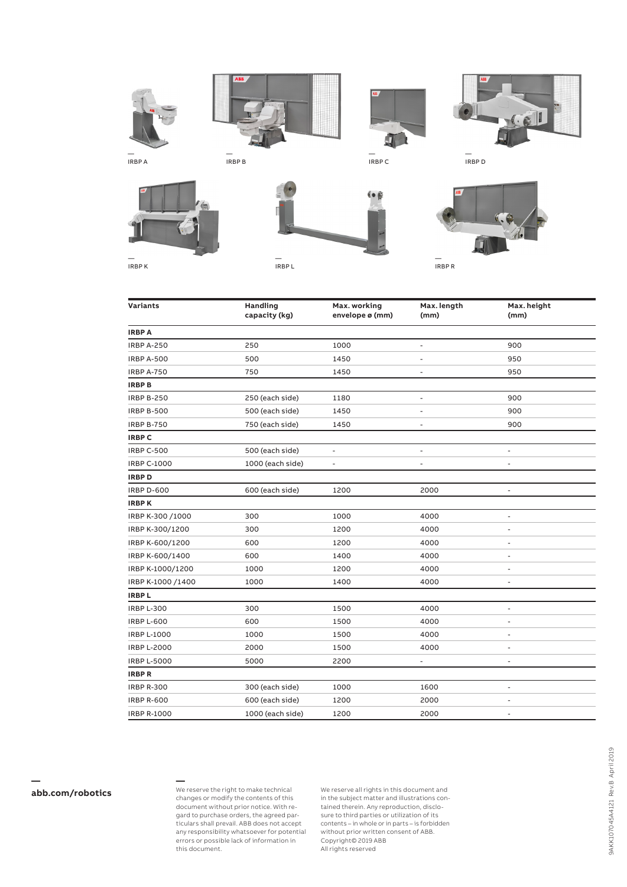— 
IRBP A

— 
IRBP B

— 
IRBP C

— 
IRBP D

— 
IRBP K

— 
IRBP L

— 
IRBP R

| Variants | Handling capacity (kg) | Max. working envelope ø (mm) | Max. length (mm) | Max. height (mm) |
|---|---|---|---|---|
| **IRBP A** | | | | |
| IRBP A-250 | 250 | 1000 | - | 900 |
| IRBP A-500 | 500 | 1450 | - | 950 |
| IRBP A-750 | 750 | 1450 | - | 950 |
| **IRBP B** | | | | |
| IRBP B-250 | 250 (each side) | 1180 | - | 900 |
| IRBP B-500 | 500 (each side) | 1450 | - | 900 |
| IRBP B-750 | 750 (each side) | 1450 | - | 900 |
| **IRBP C** | | | | |
| IRBP C-500 | 500 (each side) | - | - | - |
| IRBP C-1000 | 1000 (each side) | - | - | - |
| **IRBP D** | | | | |
| IRBP D-600 | 600 (each side) | 1200 | 2000 | - |
| **IRBP K** | | | | |
| IRBP K-300 /1000 | 300 | 1000 | 4000 | - |
| IRBP K-300/1200 | 300 | 1200 | 4000 | - |
| IRBP K-600/1200 | 600 | 1200 | 4000 | - |
| IRBP K-600/1400 | 600 | 1400 | 4000 | - |
| IRBP K-1000/1200 | 1000 | 1200 | 4000 | - |
| IRBP K-1000 /1400 | 1000 | 1400 | 4000 | - |
| **IRBP L** | | | | |
| IRBP L-300 | 300 | 1500 | 4000 | - |
| IRBP L-600 | 600 | 1500 | 4000 | - |
| IRBP L-1000 | 1000 | 1500 | 4000 | - |
| IRBP L-2000 | 2000 | 1500 | 4000 | - |
| IRBP L-5000 | 5000 | 2200 | - | - |
| **IRBP R** | | | | |
| IRBP R-300 | 300 (each side) | 1000 | 1600 | - |
| IRBP R-600 | 600 (each side) | 1200 | 2000 | - |
| IRBP R-1000 | 1000 (each side) | 1200 | 2000 | - |

—
**abb.com/robotics**

—
We reserve the right to make technical changes or modify the contents of this document without prior notice. With regard to purchase orders, the agreed particulars shall prevail. ABB does not accept any responsibility whatsoever for potential errors or possible lack of information in this document.

We reserve all rights in this document and in the subject matter and illustrations contained therein. Any reproduction, disclosure to third parties or utilization of its contents – in whole or in parts – is forbidden without prior written consent of ABB.
Copyright© 2019 ABB
All rights reserved

9AKK107045A4121 Rev.B April 2019